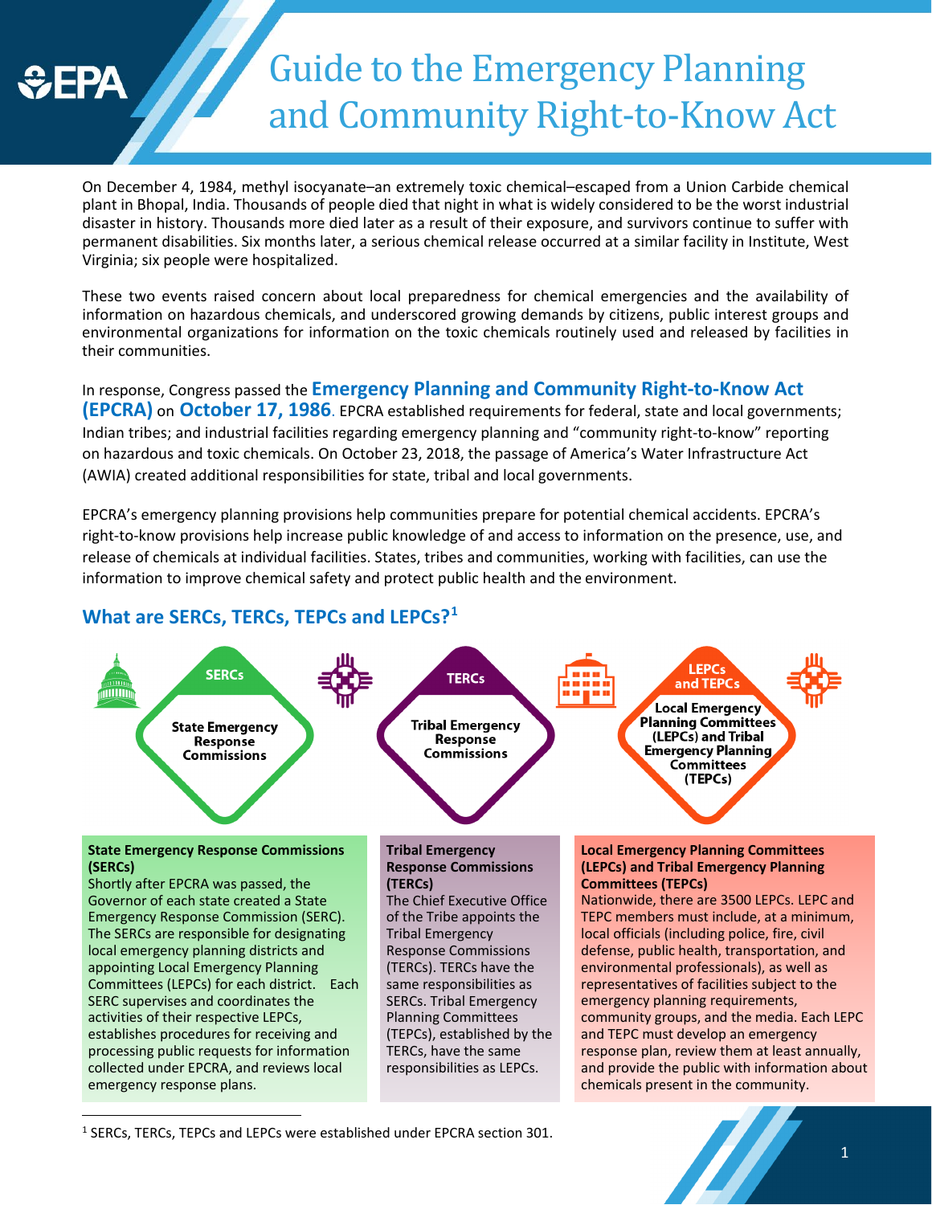# Guide to the Emergency Planning and Community Right-to-Know Act

On December 4, 1984, methyl isocyanate–an extremely toxic chemical–escaped from a Union Carbide chemical plant in Bhopal, India. Thousands of people died that night in what is widely considered to be the worst industrial disaster in history. Thousands more died later as a result of their exposure, and survivors continue to suffer with permanent disabilities. Six months later, a serious chemical release occurred at a similar facility in Institute, West Virginia; six people were hospitalized.

These two events raised concern about local preparedness for chemical emergencies and the availability of information on hazardous chemicals, and underscored growing demands by citizens, public interest groups and environmental organizations for information on the toxic chemicals routinely used and released by facilities in their communities.

In response, Congress passed the **Emergency Planning and Community Right-to-Know Act (EPCRA)** on **October 17, 1986**. EPCRA established requirements for federal, state and local governments; Indian tribes; and industrial facilities regarding emergency planning and "community right-to-know" reporting on hazardous and toxic chemicals. On October 23, 2018, the passage of America's Water Infrastructure Act (AWIA) created additional responsibilities for state, tribal and local governments.

EPCRA's emergency planning provisions help communities prepare for potential chemical accidents. EPCRA's right-to-know provisions help increase public knowledge of and access to information on the presence, use, and release of chemicals at individual facilities. States, tribes and communities, working with facilities, can use the information to improve chemical safety and protect public health and the environment.

## What are SERCs, TERCs, TEPCs and LEPCs?[1]

**SERCs** – State Emergency Response Commissions

**TERCs** – Tribal Emergency Response Commissions

**LEPCs and TEPCs** – Local Emergency Planning Committees (LEPCs) and Tribal Emergency Planning Committees (TEPCs)

**State Emergency Response Commissions (SERCs)**
Shortly after EPCRA was passed, the Governor of each state created a State Emergency Response Commission (SERC). The SERCs are responsible for designating local emergency planning districts and appointing Local Emergency Planning Committees (LEPCs) for each district. Each SERC supervises and coordinates the activities of their respective LEPCs, establishes procedures for receiving and processing public requests for information collected under EPCRA, and reviews local emergency response plans.

**Tribal Emergency Response Commissions (TERCs)**
The Chief Executive Office of the Tribe appoints the Tribal Emergency Response Commissions (TERCs). TERCs have the same responsibilities as SERCs. Tribal Emergency Planning Committees (TEPCs), established by the TERCs, have the same responsibilities as LEPCs.

**Local Emergency Planning Committees (LEPCs) and Tribal Emergency Planning Committees (TEPCs)**
Nationwide, there are 3500 LEPCs. LEPC and TEPC members must include, at a minimum, local officials (including police, fire, civil defense, public health, transportation, and environmental professionals), as well as representatives of facilities subject to the emergency planning requirements, community groups, and the media. Each LEPC and TEPC must develop an emergency response plan, review them at least annually, and provide the public with information about chemicals present in the community.

[1] SERCs, TERCs, TEPCs and LEPCs were established under EPCRA section 301.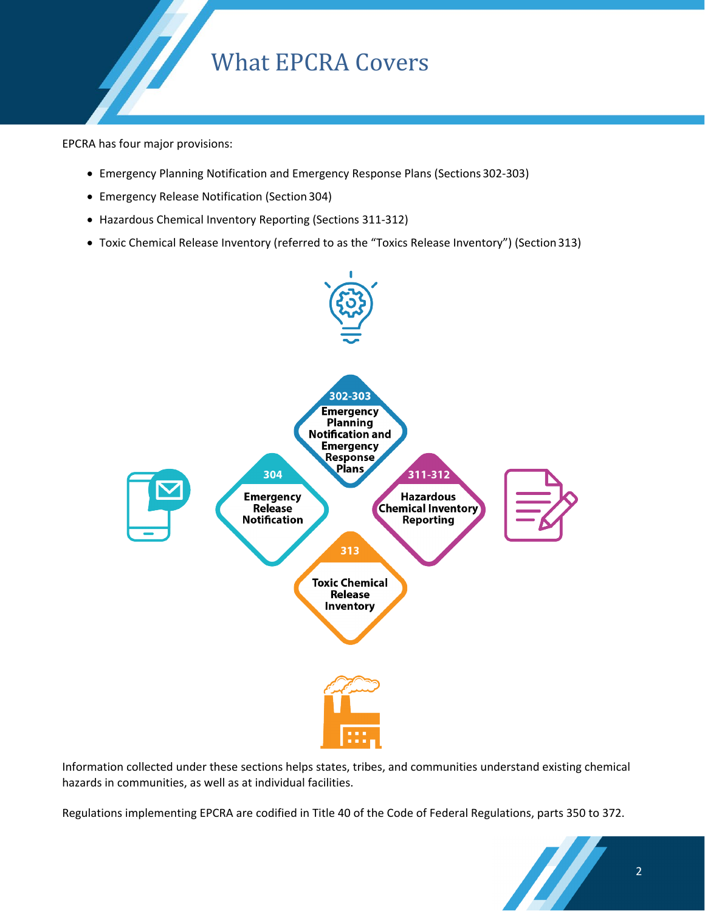# What EPCRA Covers

EPCRA has four major provisions:

- Emergency Planning Notification and Emergency Response Plans (Sections 302-303)
- Emergency Release Notification (Section 304)
- Hazardous Chemical Inventory Reporting (Sections 311-312)
- Toxic Chemical Release Inventory (referred to as the "Toxics Release Inventory") (Section 313)

**302-303** Emergency Planning Notification and Emergency Response Plans

**304** Emergency Release Notification

**311-312** Hazardous Chemical Inventory Reporting

**313** Toxic Chemical Release Inventory

Information collected under these sections helps states, tribes, and communities understand existing chemical hazards in communities, as well as at individual facilities.

Regulations implementing EPCRA are codified in Title 40 of the Code of Federal Regulations, parts 350 to 372.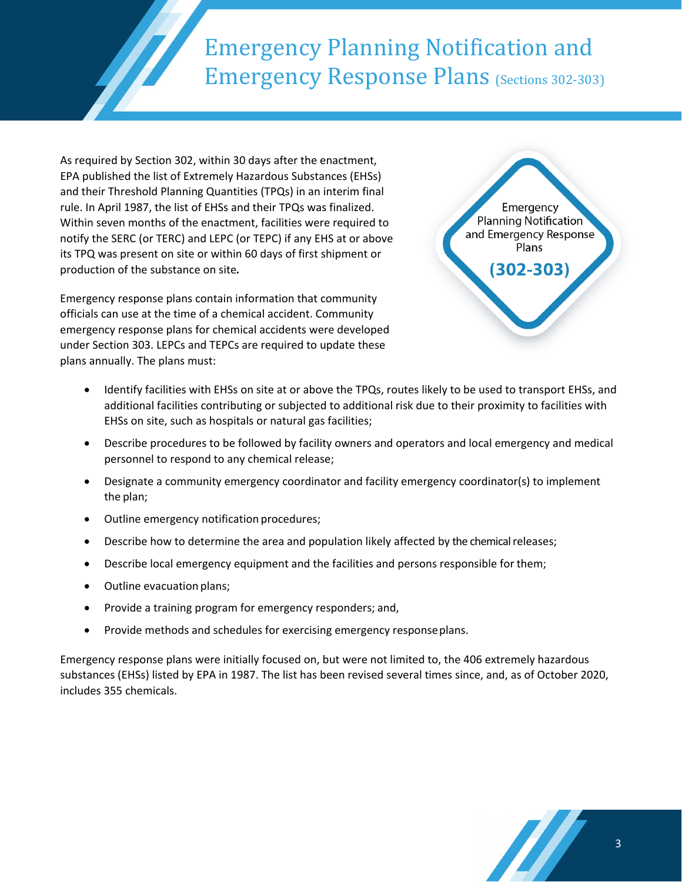# Emergency Planning Notification and Emergency Response Plans (Sections 302-303)

As required by Section 302, within 30 days after the enactment, EPA published the list of Extremely Hazardous Substances (EHSs) and their Threshold Planning Quantities (TPQs) in an interim final rule. In April 1987, the list of EHSs and their TPQs was finalized. Within seven months of the enactment, facilities were required to notify the SERC (or TERC) and LEPC (or TEPC) if any EHS at or above its TPQ was present on site or within 60 days of first shipment or production of the substance on site.

Emergency Planning Notification and Emergency Response Plans

**(302-303)**

Emergency response plans contain information that community officials can use at the time of a chemical accident. Community emergency response plans for chemical accidents were developed under Section 303. LEPCs and TEPCs are required to update these plans annually. The plans must:

- Identify facilities with EHSs on site at or above the TPQs, routes likely to be used to transport EHSs, and additional facilities contributing or subjected to additional risk due to their proximity to facilities with EHSs on site, such as hospitals or natural gas facilities;
- Describe procedures to be followed by facility owners and operators and local emergency and medical personnel to respond to any chemical release;
- Designate a community emergency coordinator and facility emergency coordinator(s) to implement the plan;
- Outline emergency notification procedures;
- Describe how to determine the area and population likely affected by the chemical releases;
- Describe local emergency equipment and the facilities and persons responsible for them;
- Outline evacuation plans;
- Provide a training program for emergency responders; and,
- Provide methods and schedules for exercising emergency response plans.

Emergency response plans were initially focused on, but were not limited to, the 406 extremely hazardous substances (EHSs) listed by EPA in 1987. The list has been revised several times since, and, as of October 2020, includes 355 chemicals.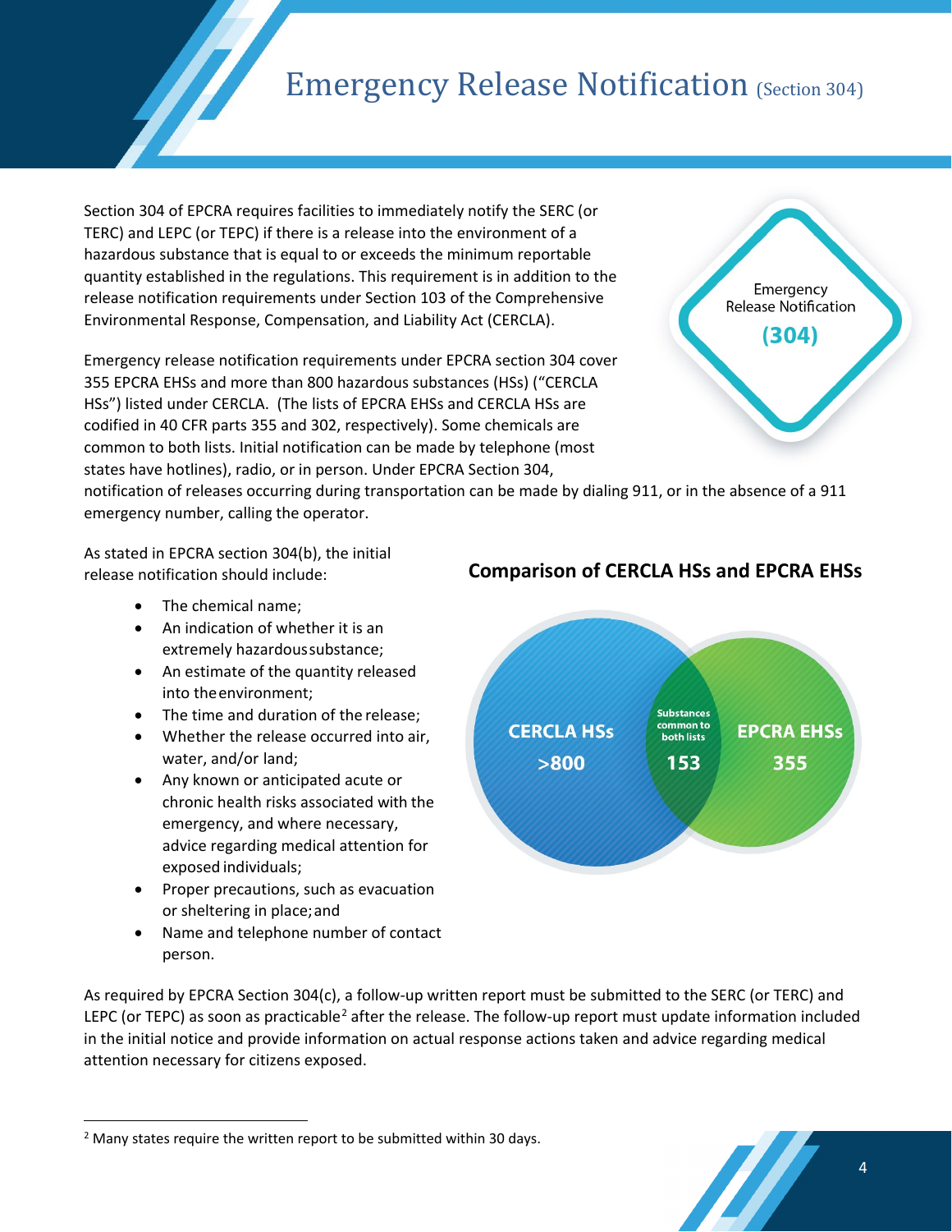# Emergency Release Notification (Section 304)

Section 304 of EPCRA requires facilities to immediately notify the SERC (or TERC) and LEPC (or TEPC) if there is a release into the environment of a hazardous substance that is equal to or exceeds the minimum reportable quantity established in the regulations. This requirement is in addition to the release notification requirements under Section 103 of the Comprehensive Environmental Response, Compensation, and Liability Act (CERCLA).

Emergency Release Notification (304)

Emergency release notification requirements under EPCRA section 304 cover 355 EPCRA EHSs and more than 800 hazardous substances (HSs) ("CERCLA HSs") listed under CERCLA. (The lists of EPCRA EHSs and CERCLA HSs are codified in 40 CFR parts 355 and 302, respectively). Some chemicals are common to both lists. Initial notification can be made by telephone (most states have hotlines), radio, or in person. Under EPCRA Section 304, notification of releases occurring during transportation can be made by dialing 911, or in the absence of a 911 emergency number, calling the operator.

As stated in EPCRA section 304(b), the initial release notification should include:

- The chemical name;
- An indication of whether it is an extremely hazardous substance;
- An estimate of the quantity released into the environment;
- The time and duration of the release;
- Whether the release occurred into air, water, and/or land;
- Any known or anticipated acute or chronic health risks associated with the emergency, and where necessary, advice regarding medical attention for exposed individuals;
- Proper precautions, such as evacuation or sheltering in place; and
- Name and telephone number of contact person.

## Comparison of CERCLA HSs and EPCRA EHSs

CERCLA HSs >800

Substances common to both lists 153

EPCRA EHSs 355

As required by EPCRA Section 304(c), a follow-up written report must be submitted to the SERC (or TERC) and LEPC (or TEPC) as soon as practicable[2] after the release. The follow-up report must update information included in the initial notice and provide information on actual response actions taken and advice regarding medical attention necessary for citizens exposed.

[2] Many states require the written report to be submitted within 30 days.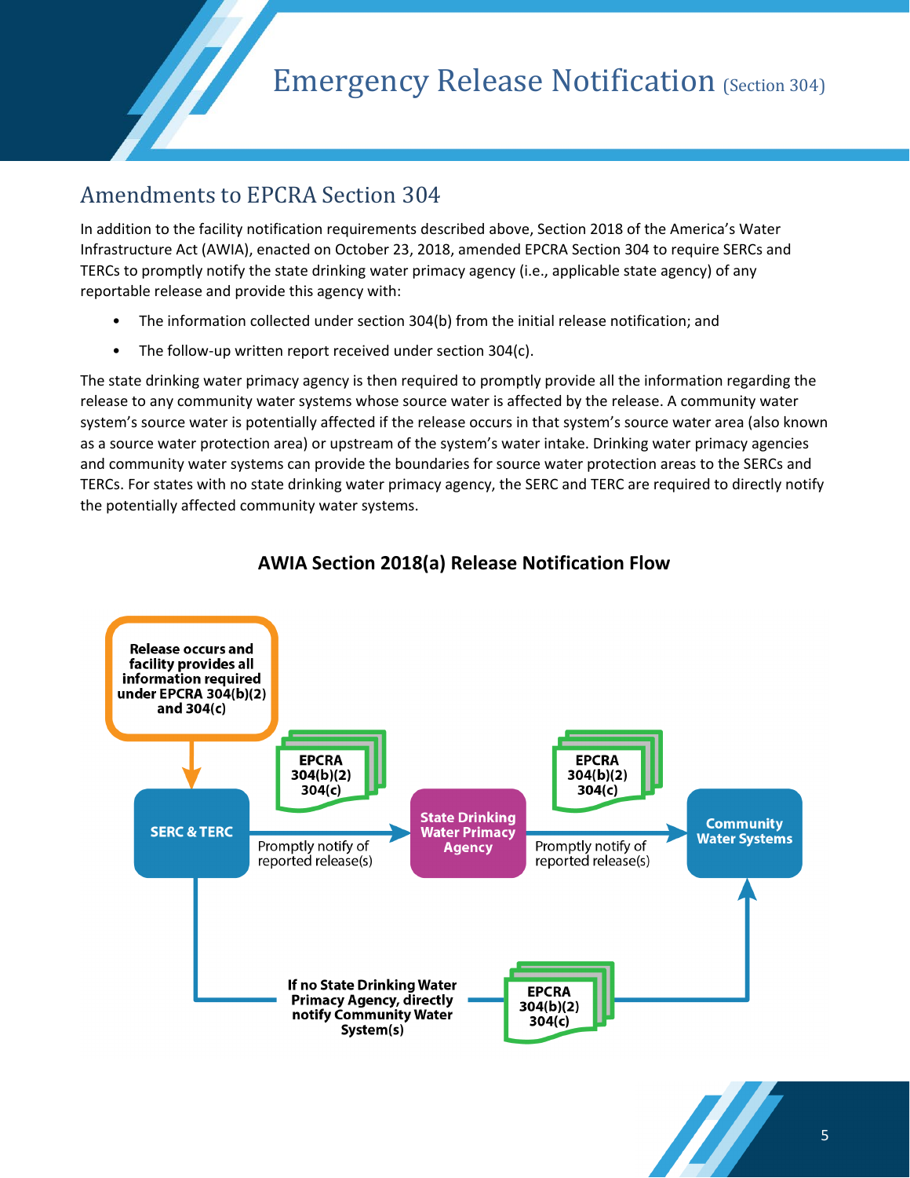# Emergency Release Notification (Section 304)

## Amendments to EPCRA Section 304

In addition to the facility notification requirements described above, Section 2018 of the America's Water Infrastructure Act (AWIA), enacted on October 23, 2018, amended EPCRA Section 304 to require SERCs and TERCs to promptly notify the state drinking water primacy agency (i.e., applicable state agency) of any reportable release and provide this agency with:

- The information collected under section 304(b) from the initial release notification; and
- The follow-up written report received under section 304(c).

The state drinking water primacy agency is then required to promptly provide all the information regarding the release to any community water systems whose source water is affected by the release. A community water system's source water is potentially affected if the release occurs in that system's source water area (also known as a source water protection area) or upstream of the system's water intake. Drinking water primacy agencies and community water systems can provide the boundaries for source water protection areas to the SERCs and TERCs. For states with no state drinking water primacy agency, the SERC and TERC are required to directly notify the potentially affected community water systems.

**AWIA Section 2018(a) Release Notification Flow**

Release occurs and facility provides all information required under EPCRA 304(b)(2) and 304(c)

SERC & TERC → (EPCRA 304(b)(2) 304(c)) Promptly notify of reported release(s) → State Drinking Water Primacy Agency → (EPCRA 304(b)(2) 304(c)) Promptly notify of reported release(s) → Community Water Systems

SERC & TERC → If no State Drinking Water Primacy Agency, directly notify Community Water System(s) (EPCRA 304(b)(2) 304(c)) → Community Water Systems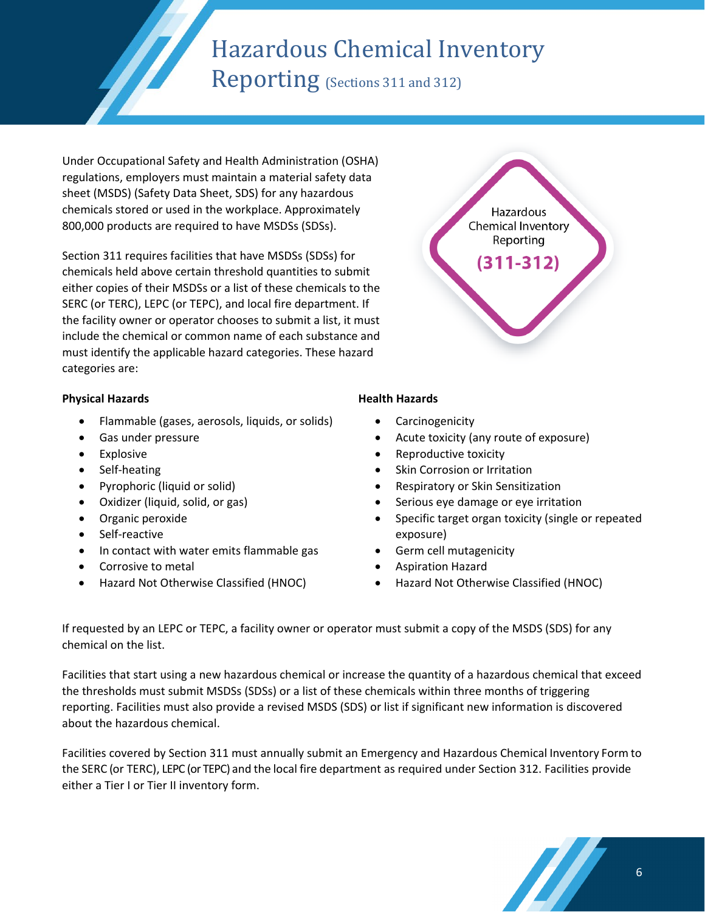# Hazardous Chemical Inventory Reporting (Sections 311 and 312)

Under Occupational Safety and Health Administration (OSHA) regulations, employers must maintain a material safety data sheet (MSDS) (Safety Data Sheet, SDS) for any hazardous chemicals stored or used in the workplace. Approximately 800,000 products are required to have MSDSs (SDSs).

Section 311 requires facilities that have MSDSs (SDSs) for chemicals held above certain threshold quantities to submit either copies of their MSDSs or a list of these chemicals to the SERC (or TERC), LEPC (or TEPC), and local fire department. If the facility owner or operator chooses to submit a list, it must include the chemical or common name of each substance and must identify the applicable hazard categories. These hazard categories are:

Hazardous Chemical Inventory Reporting **(311-312)**

**Physical Hazards**

- Flammable (gases, aerosols, liquids, or solids)
- Gas under pressure
- Explosive
- Self-heating
- Pyrophoric (liquid or solid)
- Oxidizer (liquid, solid, or gas)
- Organic peroxide
- Self-reactive
- In contact with water emits flammable gas
- Corrosive to metal
- Hazard Not Otherwise Classified (HNOC)

**Health Hazards**

- Carcinogenicity
- Acute toxicity (any route of exposure)
- Reproductive toxicity
- Skin Corrosion or Irritation
- Respiratory or Skin Sensitization
- Serious eye damage or eye irritation
- Specific target organ toxicity (single or repeated exposure)
- Germ cell mutagenicity
- Aspiration Hazard
- Hazard Not Otherwise Classified (HNOC)

If requested by an LEPC or TEPC, a facility owner or operator must submit a copy of the MSDS (SDS) for any chemical on the list.

Facilities that start using a new hazardous chemical or increase the quantity of a hazardous chemical that exceed the thresholds must submit MSDSs (SDSs) or a list of these chemicals within three months of triggering reporting. Facilities must also provide a revised MSDS (SDS) or list if significant new information is discovered about the hazardous chemical.

Facilities covered by Section 311 must annually submit an Emergency and Hazardous Chemical Inventory Form to the SERC (or TERC), LEPC (or TEPC) and the local fire department as required under Section 312. Facilities provide either a Tier I or Tier II inventory form.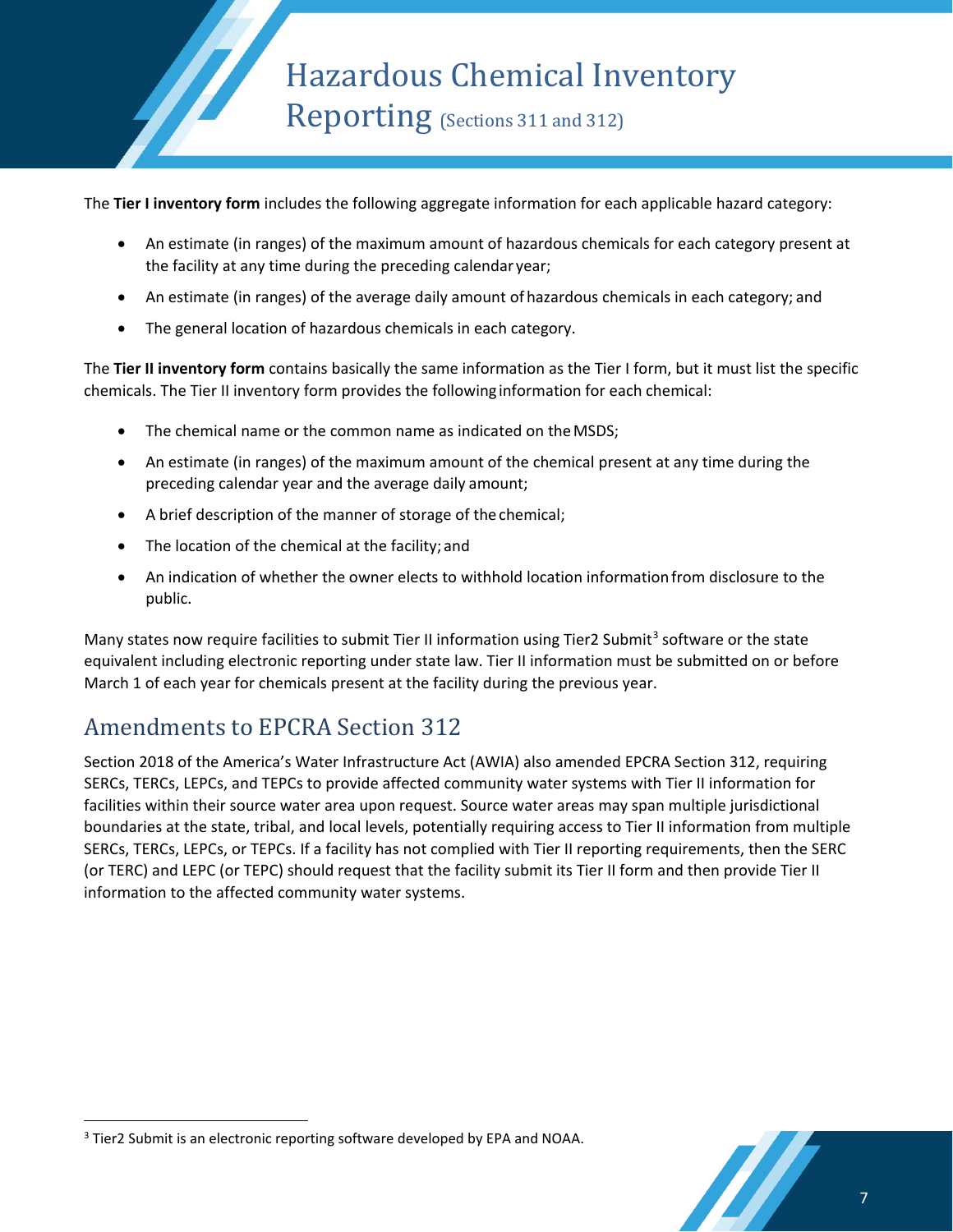# Hazardous Chemical Inventory Reporting (Sections 311 and 312)

The **Tier I inventory form** includes the following aggregate information for each applicable hazard category:

- An estimate (in ranges) of the maximum amount of hazardous chemicals for each category present at the facility at any time during the preceding calendar year;
- An estimate (in ranges) of the average daily amount of hazardous chemicals in each category; and
- The general location of hazardous chemicals in each category.

The **Tier II inventory form** contains basically the same information as the Tier I form, but it must list the specific chemicals. The Tier II inventory form provides the following information for each chemical:

- The chemical name or the common name as indicated on the MSDS;
- An estimate (in ranges) of the maximum amount of the chemical present at any time during the preceding calendar year and the average daily amount;
- A brief description of the manner of storage of the chemical;
- The location of the chemical at the facility; and
- An indication of whether the owner elects to withhold location information from disclosure to the public.

Many states now require facilities to submit Tier II information using Tier2 Submit[3] software or the state equivalent including electronic reporting under state law. Tier II information must be submitted on or before March 1 of each year for chemicals present at the facility during the previous year.

## Amendments to EPCRA Section 312

Section 2018 of the America's Water Infrastructure Act (AWIA) also amended EPCRA Section 312, requiring SERCs, TERCs, LEPCs, and TEPCs to provide affected community water systems with Tier II information for facilities within their source water area upon request. Source water areas may span multiple jurisdictional boundaries at the state, tribal, and local levels, potentially requiring access to Tier II information from multiple SERCs, TERCs, LEPCs, or TEPCs. If a facility has not complied with Tier II reporting requirements, then the SERC (or TERC) and LEPC (or TEPC) should request that the facility submit its Tier II form and then provide Tier II information to the affected community water systems.

[3] Tier2 Submit is an electronic reporting software developed by EPA and NOAA.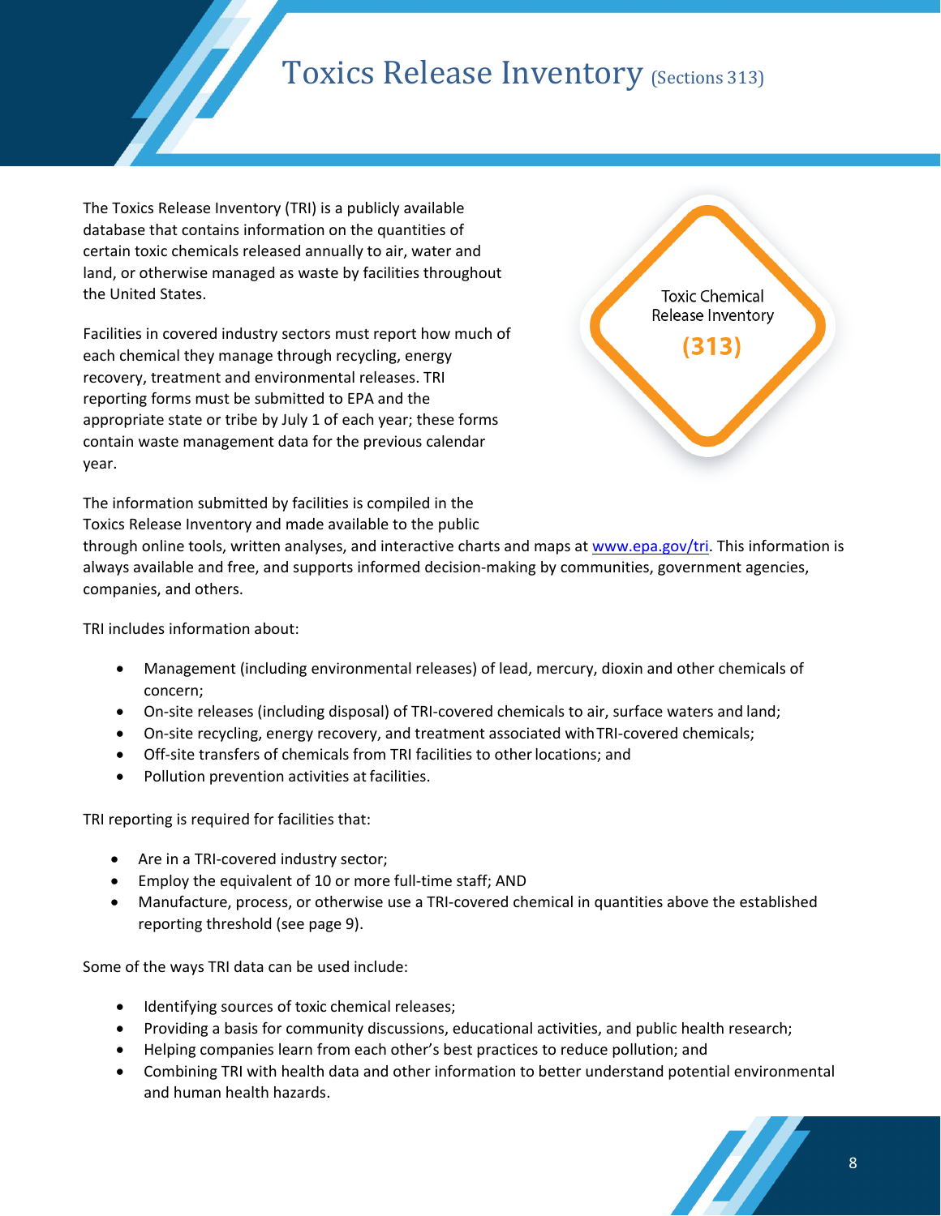# Toxics Release Inventory (Sections 313)

Toxic Chemical Release Inventory

**(313)**

The Toxics Release Inventory (TRI) is a publicly available database that contains information on the quantities of certain toxic chemicals released annually to air, water and land, or otherwise managed as waste by facilities throughout the United States.

Facilities in covered industry sectors must report how much of each chemical they manage through recycling, energy recovery, treatment and environmental releases. TRI reporting forms must be submitted to EPA and the appropriate state or tribe by July 1 of each year; these forms contain waste management data for the previous calendar year.

The information submitted by facilities is compiled in the Toxics Release Inventory and made available to the public through online tools, written analyses, and interactive charts and maps at [www.epa.gov/tri](http://www.epa.gov/tri). This information is always available and free, and supports informed decision-making by communities, government agencies, companies, and others.

TRI includes information about:

- Management (including environmental releases) of lead, mercury, dioxin and other chemicals of concern;
- On-site releases (including disposal) of TRI-covered chemicals to air, surface waters and land;
- On-site recycling, energy recovery, and treatment associated with TRI-covered chemicals;
- Off-site transfers of chemicals from TRI facilities to other locations; and
- Pollution prevention activities at facilities.

TRI reporting is required for facilities that:

- Are in a TRI-covered industry sector;
- Employ the equivalent of 10 or more full-time staff; AND
- Manufacture, process, or otherwise use a TRI-covered chemical in quantities above the established reporting threshold (see page 9).

Some of the ways TRI data can be used include:

- Identifying sources of toxic chemical releases;
- Providing a basis for community discussions, educational activities, and public health research;
- Helping companies learn from each other's best practices to reduce pollution; and
- Combining TRI with health data and other information to better understand potential environmental and human health hazards.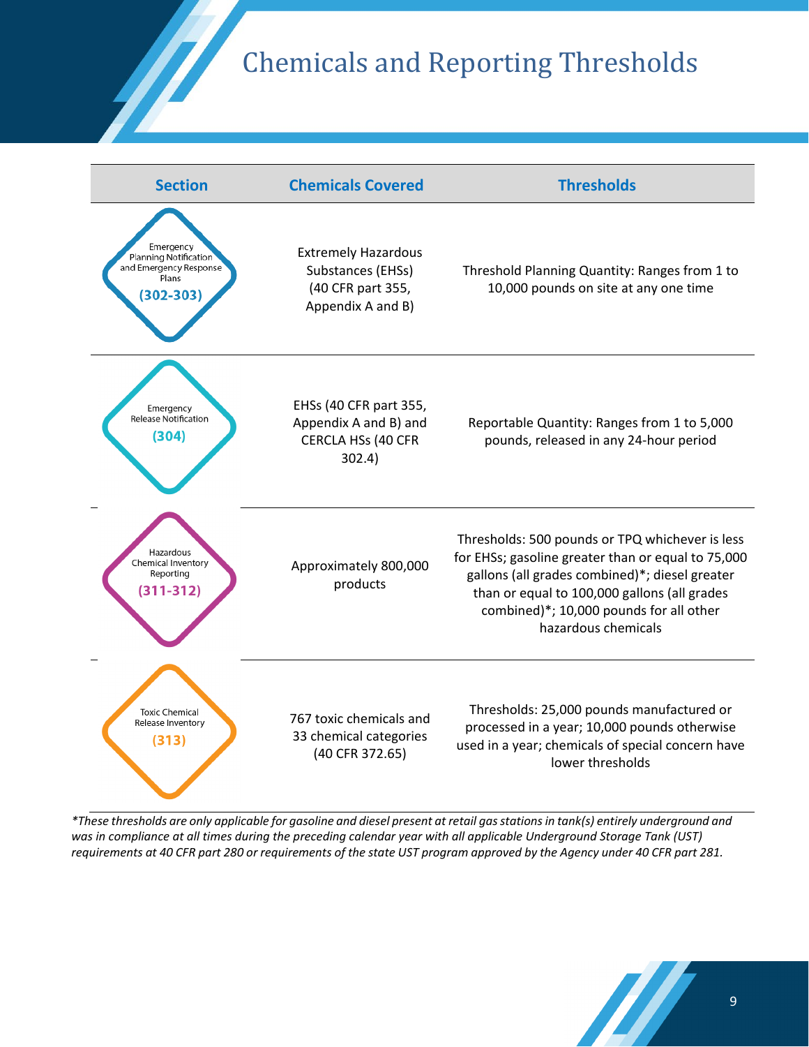# Chemicals and Reporting Thresholds

| Section | Chemicals Covered | Thresholds |
|---|---|---|
| Emergency Planning Notification and Emergency Response Plans (302-303) | Extremely Hazardous Substances (EHSs) (40 CFR part 355, Appendix A and B) | Threshold Planning Quantity: Ranges from 1 to 10,000 pounds on site at any one time |
| Emergency Release Notification (304) | EHSs (40 CFR part 355, Appendix A and B) and CERCLA HSs (40 CFR 302.4) | Reportable Quantity: Ranges from 1 to 5,000 pounds, released in any 24-hour period |
| Hazardous Chemical Inventory Reporting (311-312) | Approximately 800,000 products | Thresholds: 500 pounds or TPQ whichever is less for EHSs; gasoline greater than or equal to 75,000 gallons (all grades combined)*; diesel greater than or equal to 100,000 gallons (all grades combined)*; 10,000 pounds for all other hazardous chemicals |
| Toxic Chemical Release Inventory (313) | 767 toxic chemicals and 33 chemical categories (40 CFR 372.65) | Thresholds: 25,000 pounds manufactured or processed in a year; 10,000 pounds otherwise used in a year; chemicals of special concern have lower thresholds |

*\*These thresholds are only applicable for gasoline and diesel present at retail gas stations in tank(s) entirely underground and was in compliance at all times during the preceding calendar year with all applicable Underground Storage Tank (UST) requirements at 40 CFR part 280 or requirements of the state UST program approved by the Agency under 40 CFR part 281.*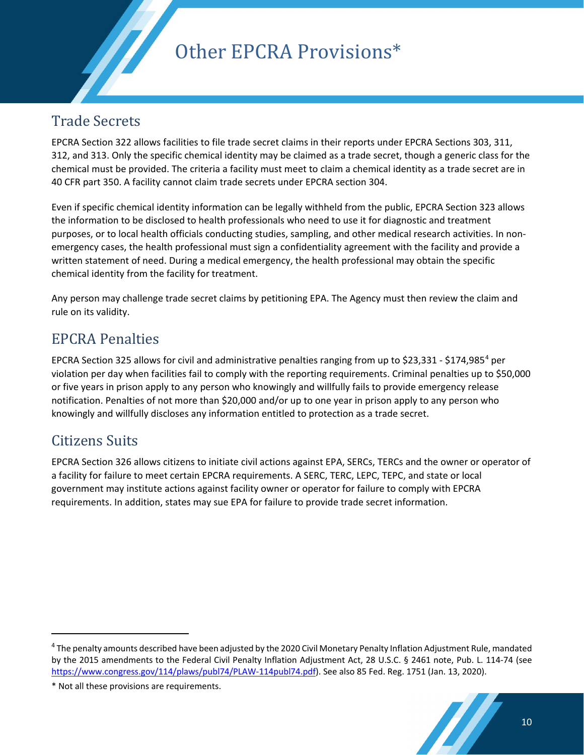# Other EPCRA Provisions*

## Trade Secrets

EPCRA Section 322 allows facilities to file trade secret claims in their reports under EPCRA Sections 303, 311, 312, and 313. Only the specific chemical identity may be claimed as a trade secret, though a generic class for the chemical must be provided. The criteria a facility must meet to claim a chemical identity as a trade secret are in 40 CFR part 350. A facility cannot claim trade secrets under EPCRA section 304.

Even if specific chemical identity information can be legally withheld from the public, EPCRA Section 323 allows the information to be disclosed to health professionals who need to use it for diagnostic and treatment purposes, or to local health officials conducting studies, sampling, and other medical research activities. In non-emergency cases, the health professional must sign a confidentiality agreement with the facility and provide a written statement of need. During a medical emergency, the health professional may obtain the specific chemical identity from the facility for treatment.

Any person may challenge trade secret claims by petitioning EPA. The Agency must then review the claim and rule on its validity.

## EPCRA Penalties

EPCRA Section 325 allows for civil and administrative penalties ranging from up to $23,331 - $174,985[4] per violation per day when facilities fail to comply with the reporting requirements. Criminal penalties up to $50,000 or five years in prison apply to any person who knowingly and willfully fails to provide emergency release notification. Penalties of not more than $20,000 and/or up to one year in prison apply to any person who knowingly and willfully discloses any information entitled to protection as a trade secret.

## Citizens Suits

EPCRA Section 326 allows citizens to initiate civil actions against EPA, SERCs, TERCs and the owner or operator of a facility for failure to meet certain EPCRA requirements. A SERC, TERC, LEPC, TEPC, and state or local government may institute actions against facility owner or operator for failure to comply with EPCRA requirements. In addition, states may sue EPA for failure to provide trade secret information.

---

[4] The penalty amounts described have been adjusted by the 2020 Civil Monetary Penalty Inflation Adjustment Rule, mandated by the 2015 amendments to the Federal Civil Penalty Inflation Adjustment Act, 28 U.S.C. § 2461 note, Pub. L. 114-74 (see https://www.congress.gov/114/plaws/publ74/PLAW-114publ74.pdf). See also 85 Fed. Reg. 1751 (Jan. 13, 2020).

* Not all these provisions are requirements.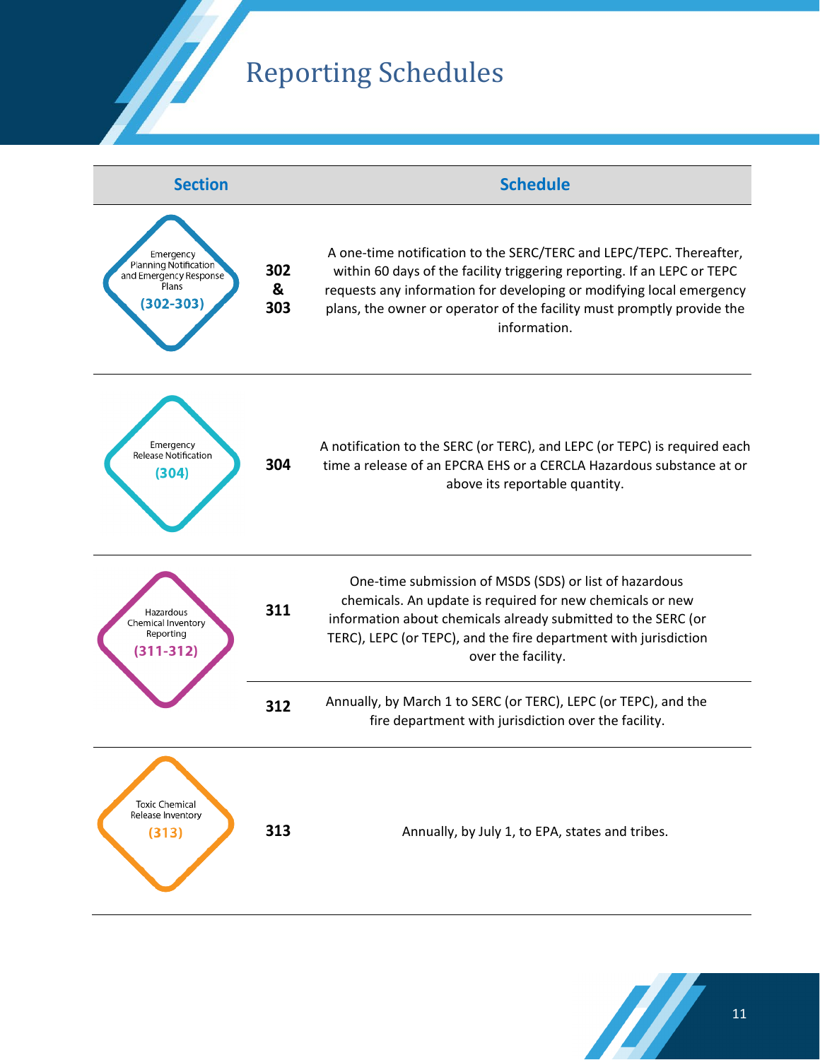# Reporting Schedules

| Section | | Schedule |
|---|---|---|
| Emergency Planning Notification and Emergency Response Plans (302-303) | 302 & 303 | A one-time notification to the SERC/TERC and LEPC/TEPC. Thereafter, within 60 days of the facility triggering reporting. If an LEPC or TEPC requests any information for developing or modifying local emergency plans, the owner or operator of the facility must promptly provide the information. |
| Emergency Release Notification (304) | 304 | A notification to the SERC (or TERC), and LEPC (or TEPC) is required each time a release of an EPCRA EHS or a CERCLA Hazardous substance at or above its reportable quantity. |
| Hazardous Chemical Inventory Reporting (311-312) | 311 | One-time submission of MSDS (SDS) or list of hazardous chemicals. An update is required for new chemicals or new information about chemicals already submitted to the SERC (or TERC), LEPC (or TEPC), and the fire department with jurisdiction over the facility. |
| | 312 | Annually, by March 1 to SERC (or TERC), LEPC (or TEPC), and the fire department with jurisdiction over the facility. |
| Toxic Chemical Release Inventory (313) | 313 | Annually, by July 1, to EPA, states and tribes. |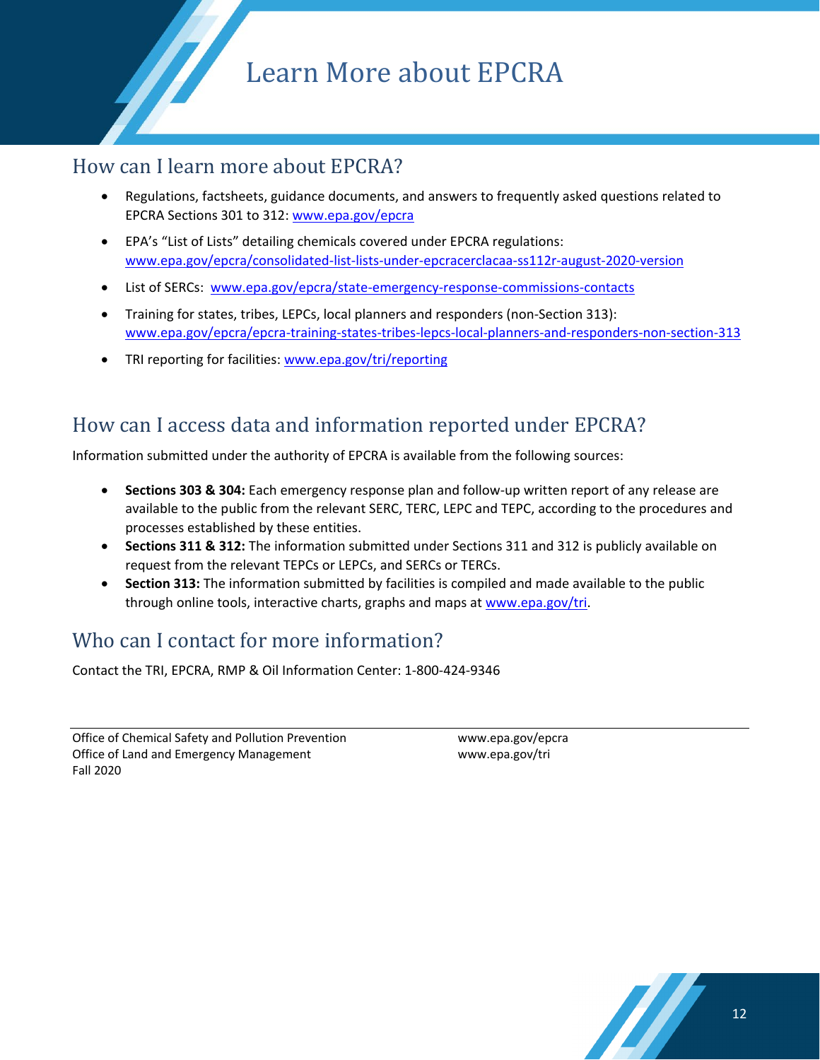# Learn More about EPCRA

## How can I learn more about EPCRA?

- Regulations, factsheets, guidance documents, and answers to frequently asked questions related to EPCRA Sections 301 to 312: www.epa.gov/epcra
- EPA's "List of Lists" detailing chemicals covered under EPCRA regulations: www.epa.gov/epcra/consolidated-list-lists-under-epcracerclacaa-ss112r-august-2020-version
- List of SERCs: www.epa.gov/epcra/state-emergency-response-commissions-contacts
- Training for states, tribes, LEPCs, local planners and responders (non-Section 313): www.epa.gov/epcra/epcra-training-states-tribes-lepcs-local-planners-and-responders-non-section-313
- TRI reporting for facilities: www.epa.gov/tri/reporting

## How can I access data and information reported under EPCRA?

Information submitted under the authority of EPCRA is available from the following sources:

- **Sections 303 & 304:** Each emergency response plan and follow-up written report of any release are available to the public from the relevant SERC, TERC, LEPC and TEPC, according to the procedures and processes established by these entities.
- **Sections 311 & 312:** The information submitted under Sections 311 and 312 is publicly available on request from the relevant TEPCs or LEPCs, and SERCs or TERCs.
- **Section 313:** The information submitted by facilities is compiled and made available to the public through online tools, interactive charts, graphs and maps at www.epa.gov/tri.

## Who can I contact for more information?

Contact the TRI, EPCRA, RMP & Oil Information Center: 1-800-424-9346

Office of Chemical Safety and Pollution Prevention
Office of Land and Emergency Management
Fall 2020

www.epa.gov/epcra
www.epa.gov/tri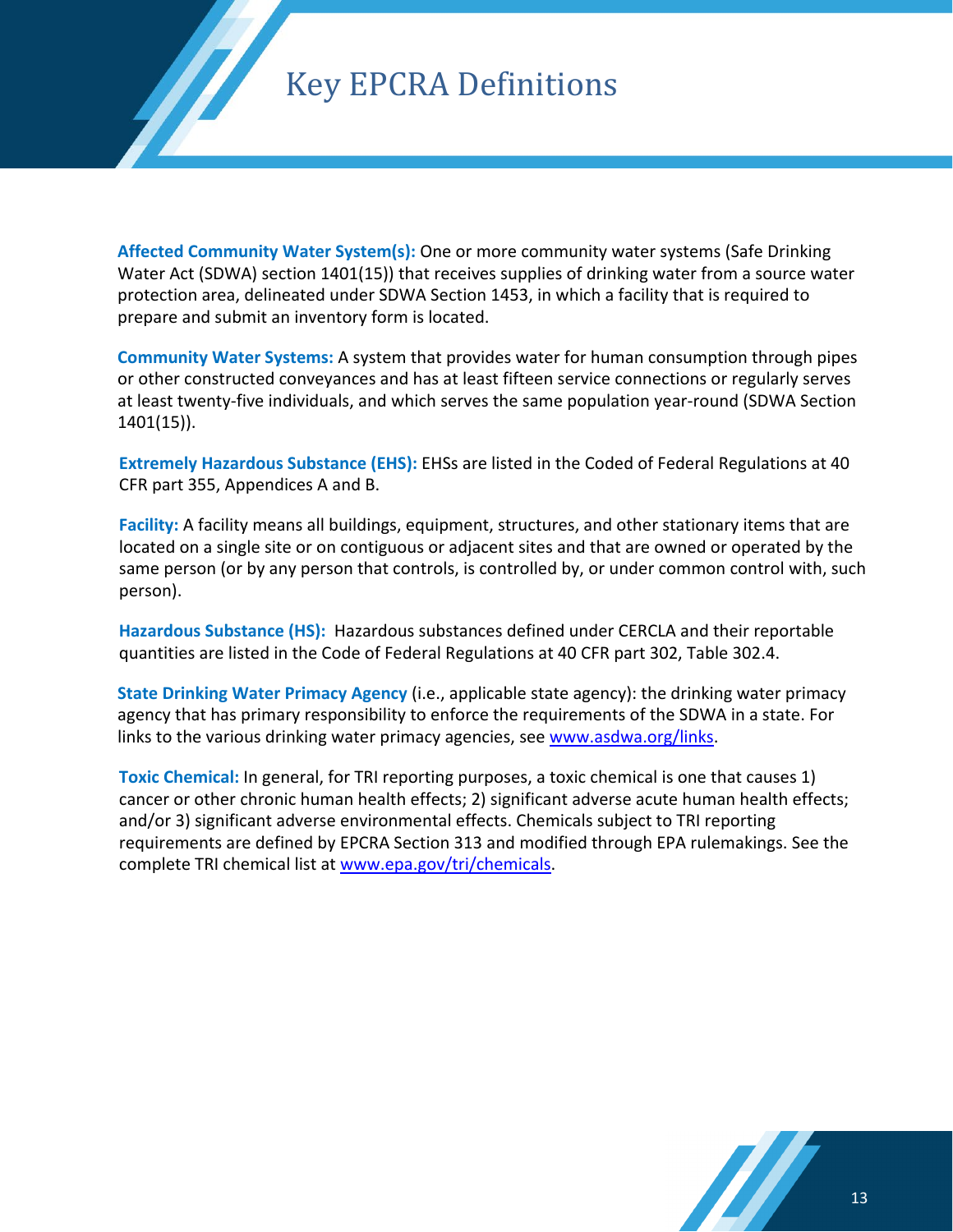# Key EPCRA Definitions

**Affected Community Water System(s):** One or more community water systems (Safe Drinking Water Act (SDWA) section 1401(15)) that receives supplies of drinking water from a source water protection area, delineated under SDWA Section 1453, in which a facility that is required to prepare and submit an inventory form is located.

**Community Water Systems:** A system that provides water for human consumption through pipes or other constructed conveyances and has at least fifteen service connections or regularly serves at least twenty-five individuals, and which serves the same population year-round (SDWA Section 1401(15)).

**Extremely Hazardous Substance (EHS):** EHSs are listed in the Coded of Federal Regulations at 40 CFR part 355, Appendices A and B.

**Facility:** A facility means all buildings, equipment, structures, and other stationary items that are located on a single site or on contiguous or adjacent sites and that are owned or operated by the same person (or by any person that controls, is controlled by, or under common control with, such person).

**Hazardous Substance (HS):** Hazardous substances defined under CERCLA and their reportable quantities are listed in the Code of Federal Regulations at 40 CFR part 302, Table 302.4.

**State Drinking Water Primacy Agency** (i.e., applicable state agency): the drinking water primacy agency that has primary responsibility to enforce the requirements of the SDWA in a state. For links to the various drinking water primacy agencies, see [www.asdwa.org/links](www.asdwa.org/links).

**Toxic Chemical:** In general, for TRI reporting purposes, a toxic chemical is one that causes 1) cancer or other chronic human health effects; 2) significant adverse acute human health effects; and/or 3) significant adverse environmental effects. Chemicals subject to TRI reporting requirements are defined by EPCRA Section 313 and modified through EPA rulemakings. See the complete TRI chemical list at [www.epa.gov/tri/chemicals](www.epa.gov/tri/chemicals).